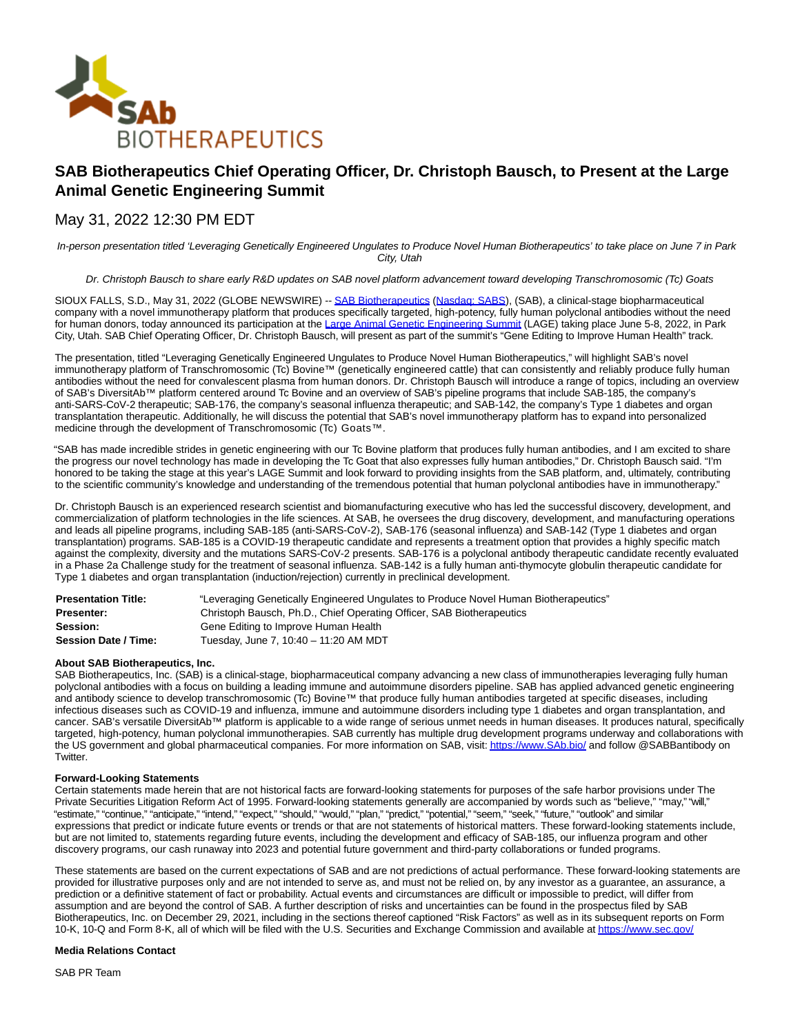# SAB Biotherapeutics Chief Operating Officer, Dr. Christoph Bausch, to Present at the Large Animal Genetic Engineering Summit

May 31, 2022 12:30 PM EDT

*In-person presentation titled 'Leveraging Genetically Engineered Ungulates to Produce Novel Human Biotherapeutics' to take place on June 7 in Park City, Utah*

*Dr. Christoph Bausch to share early R&D updates on SAB novel platform advancement toward developing Transchromosomic (Tc) Goats*

SIOUX FALLS, S.D., May 31, 2022 (GLOBE NEWSWIRE) -- SAB Biotherapeutics (Nasdaq: SABS), (SAB), a clinical-stage biopharmaceutical company with a novel immunotherapy platform that produces specifically targeted, high-potency, fully human polyclonal antibodies without the need for human donors, today announced its participation at the Large Animal Genetic Engineering Summit (LAGE) taking place June 5-8, 2022, in Park City, Utah. SAB Chief Operating Officer, Dr. Christoph Bausch, will present as part of the summit's "Gene Editing to Improve Human Health" track.

The presentation, titled "Leveraging Genetically Engineered Ungulates to Produce Novel Human Biotherapeutics," will highlight SAB's novel immunotherapy platform of Transchromosomic (Tc) Bovine™ (genetically engineered cattle) that can consistently and reliably produce fully human antibodies without the need for convalescent plasma from human donors. Dr. Christoph Bausch will introduce a range of topics, including an overview of SAB's DiversitAb™ platform centered around Tc Bovine and an overview of SAB's pipeline programs that include SAB-185, the company's anti-SARS-CoV-2 therapeutic; SAB-176, the company's seasonal influenza therapeutic; and SAB-142, the company's Type 1 diabetes and organ transplantation therapeutic. Additionally, he will discuss the potential that SAB's novel immunotherapy platform has to expand into personalized medicine through the development of Transchromosomic (Tc) Goats™.

"SAB has made incredible strides in genetic engineering with our Tc Bovine platform that produces fully human antibodies, and I am excited to share the progress our novel technology has made in developing the Tc Goat that also expresses fully human antibodies," Dr. Christoph Bausch said. "I'm honored to be taking the stage at this year's LAGE Summit and look forward to providing insights from the SAB platform, and, ultimately, contributing to the scientific community's knowledge and understanding of the tremendous potential that human polyclonal antibodies have in immunotherapy."

Dr. Christoph Bausch is an experienced research scientist and biomanufacturing executive who has led the successful discovery, development, and commercialization of platform technologies in the life sciences. At SAB, he oversees the drug discovery, development, and manufacturing operations and leads all pipeline programs, including SAB-185 (anti-SARS-CoV-2), SAB-176 (seasonal influenza) and SAB-142 (Type 1 diabetes and organ transplantation) programs. SAB-185 is a COVID-19 therapeutic candidate and represents a treatment option that provides a highly specific match against the complexity, diversity and the mutations SARS-CoV-2 presents. SAB-176 is a polyclonal antibody therapeutic candidate recently evaluated in a Phase 2a Challenge study for the treatment of seasonal influenza. SAB-142 is a fully human anti-thymocyte globulin therapeutic candidate for Type 1 diabetes and organ transplantation (induction/rejection) currently in preclinical development.

| | |
|---|---|
| **Presentation Title:** | "Leveraging Genetically Engineered Ungulates to Produce Novel Human Biotherapeutics" |
| **Presenter:** | Christoph Bausch, Ph.D., Chief Operating Officer, SAB Biotherapeutics |
| **Session:** | Gene Editing to Improve Human Health |
| **Session Date / Time:** | Tuesday, June 7, 10:40 – 11:20 AM MDT |

**About SAB Biotherapeutics, Inc.**

SAB Biotherapeutics, Inc. (SAB) is a clinical-stage, biopharmaceutical company advancing a new class of immunotherapies leveraging fully human polyclonal antibodies with a focus on building a leading immune and autoimmune disorders pipeline. SAB has applied advanced genetic engineering and antibody science to develop transchromosomic (Tc) Bovine™ that produce fully human antibodies targeted at specific diseases, including infectious diseases such as COVID-19 and influenza, immune and autoimmune disorders including type 1 diabetes and organ transplantation, and cancer. SAB's versatile DiversitAb™ platform is applicable to a wide range of serious unmet needs in human diseases. It produces natural, specifically targeted, high-potency, human polyclonal immunotherapies. SAB currently has multiple drug development programs underway and collaborations with the US government and global pharmaceutical companies. For more information on SAB, visit: https://www.SAb.bio/ and follow @SABBantibody on Twitter.

**Forward-Looking Statements**

Certain statements made herein that are not historical facts are forward-looking statements for purposes of the safe harbor provisions under The Private Securities Litigation Reform Act of 1995. Forward-looking statements generally are accompanied by words such as "believe," "may," "will," "estimate," "continue," "anticipate," "intend," "expect," "should," "would," "plan," "predict," "potential," "seem," "seek," "future," "outlook" and similar expressions that predict or indicate future events or trends or that are not statements of historical matters. These forward-looking statements include, but are not limited to, statements regarding future events, including the development and efficacy of SAB-185, our influenza program and other discovery programs, our cash runaway into 2023 and potential future government and third-party collaborations or funded programs.

These statements are based on the current expectations of SAB and are not predictions of actual performance. These forward-looking statements are provided for illustrative purposes only and are not intended to serve as, and must not be relied on, by any investor as a guarantee, an assurance, a prediction or a definitive statement of fact or probability. Actual events and circumstances are difficult or impossible to predict, will differ from assumption and are beyond the control of SAB. A further description of risks and uncertainties can be found in the prospectus filed by SAB Biotherapeutics, Inc. on December 29, 2021, including in the sections thereof captioned "Risk Factors" as well as in its subsequent reports on Form 10-K, 10-Q and Form 8-K, all of which will be filed with the U.S. Securities and Exchange Commission and available at https://www.sec.gov/

**Media Relations Contact**

SAB PR Team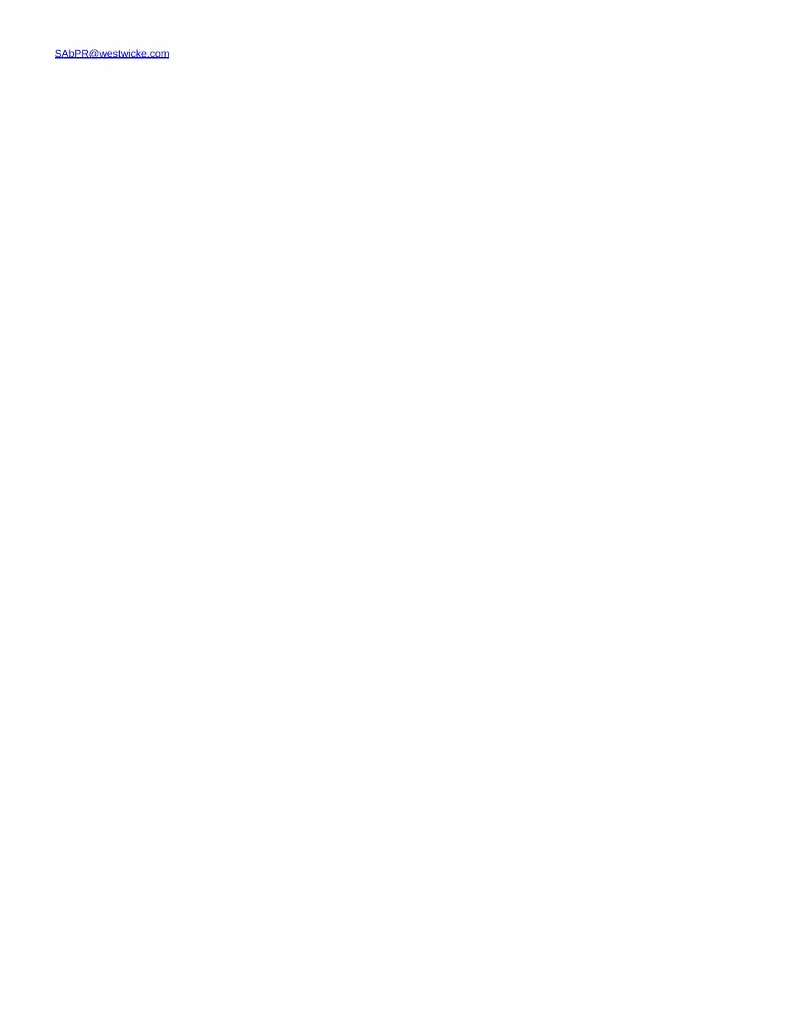[SAbPR@westwicke.com](mailto:SAbPR@westwicke.com)